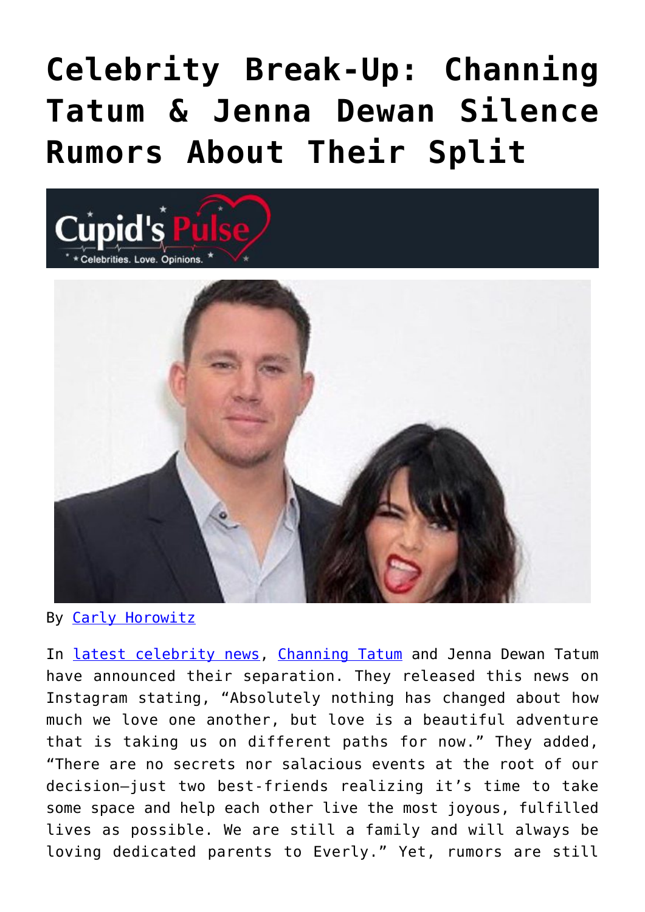# Celebrity Break-Up: Channing Tatum & Jenna Dewan Silence Rumors About Their Split

By Carly Horowitz

In latest celebrity news, Channing Tatum and Jenna Dewan Tatum have announced their separation. They released this news on Instagram stating, "Absolutely nothing has changed about how much we love one another, but love is a beautiful adventure that is taking us on different paths for now." They added, "There are no secrets nor salacious events at the root of our decision—just two best-friends realizing it's time to take some space and help each other live the most joyous, fulfilled lives as possible. We are still a family and will always be loving dedicated parents to Everly." Yet, rumors are still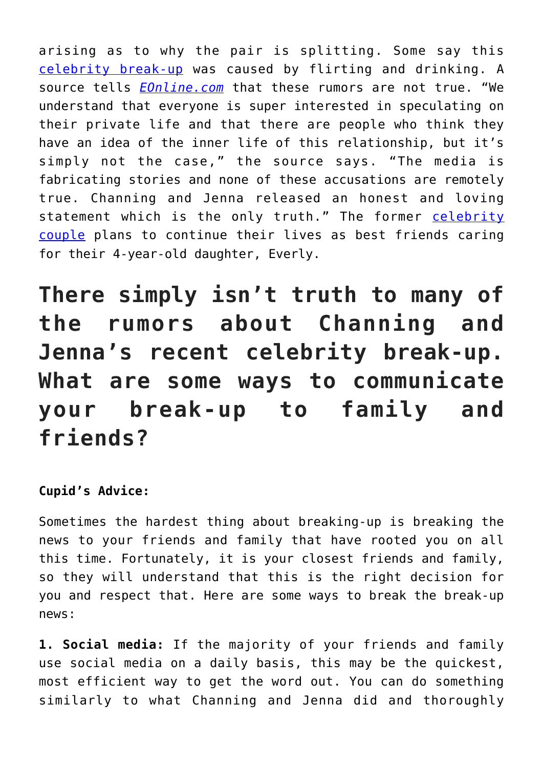arising as to why the pair is splitting. Some say this celebrity break-up was caused by flirting and drinking. A source tells *EOnline.com* that these rumors are not true. "We understand that everyone is super interested in speculating on their private life and that there are people who think they have an idea of the inner life of this relationship, but it's simply not the case," the source says. "The media is fabricating stories and none of these accusations are remotely true. Channing and Jenna released an honest and loving statement which is the only truth." The former celebrity couple plans to continue their lives as best friends caring for their 4-year-old daughter, Everly.

## There simply isn't truth to many of the rumors about Channing and Jenna's recent celebrity break-up. What are some ways to communicate your break-up to family and friends?

**Cupid's Advice:**

Sometimes the hardest thing about breaking-up is breaking the news to your friends and family that have rooted you on all this time. Fortunately, it is your closest friends and family, so they will understand that this is the right decision for you and respect that. Here are some ways to break the break-up news:

**1. Social media:** If the majority of your friends and family use social media on a daily basis, this may be the quickest, most efficient way to get the word out. You can do something similarly to what Channing and Jenna did and thoroughly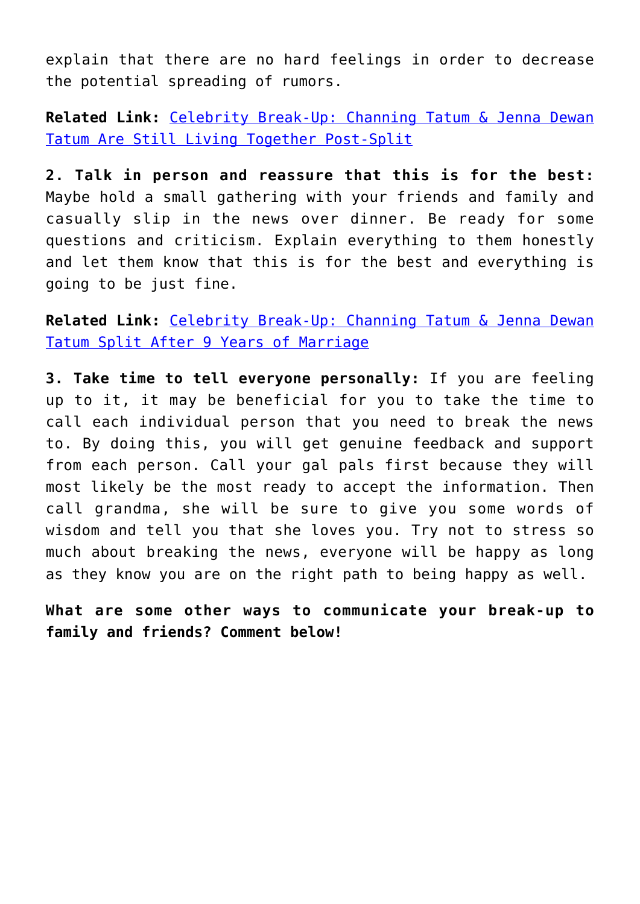explain that there are no hard feelings in order to decrease the potential spreading of rumors.

**Related Link:** Celebrity Break-Up: Channing Tatum & Jenna Dewan Tatum Are Still Living Together Post-Split

**2. Talk in person and reassure that this is for the best:** Maybe hold a small gathering with your friends and family and casually slip in the news over dinner. Be ready for some questions and criticism. Explain everything to them honestly and let them know that this is for the best and everything is going to be just fine.

**Related Link:** Celebrity Break-Up: Channing Tatum & Jenna Dewan Tatum Split After 9 Years of Marriage

**3. Take time to tell everyone personally:** If you are feeling up to it, it may be beneficial for you to take the time to call each individual person that you need to break the news to. By doing this, you will get genuine feedback and support from each person. Call your gal pals first because they will most likely be the most ready to accept the information. Then call grandma, she will be sure to give you some words of wisdom and tell you that she loves you. Try not to stress so much about breaking the news, everyone will be happy as long as they know you are on the right path to being happy as well.

**What are some other ways to communicate your break-up to family and friends? Comment below!**